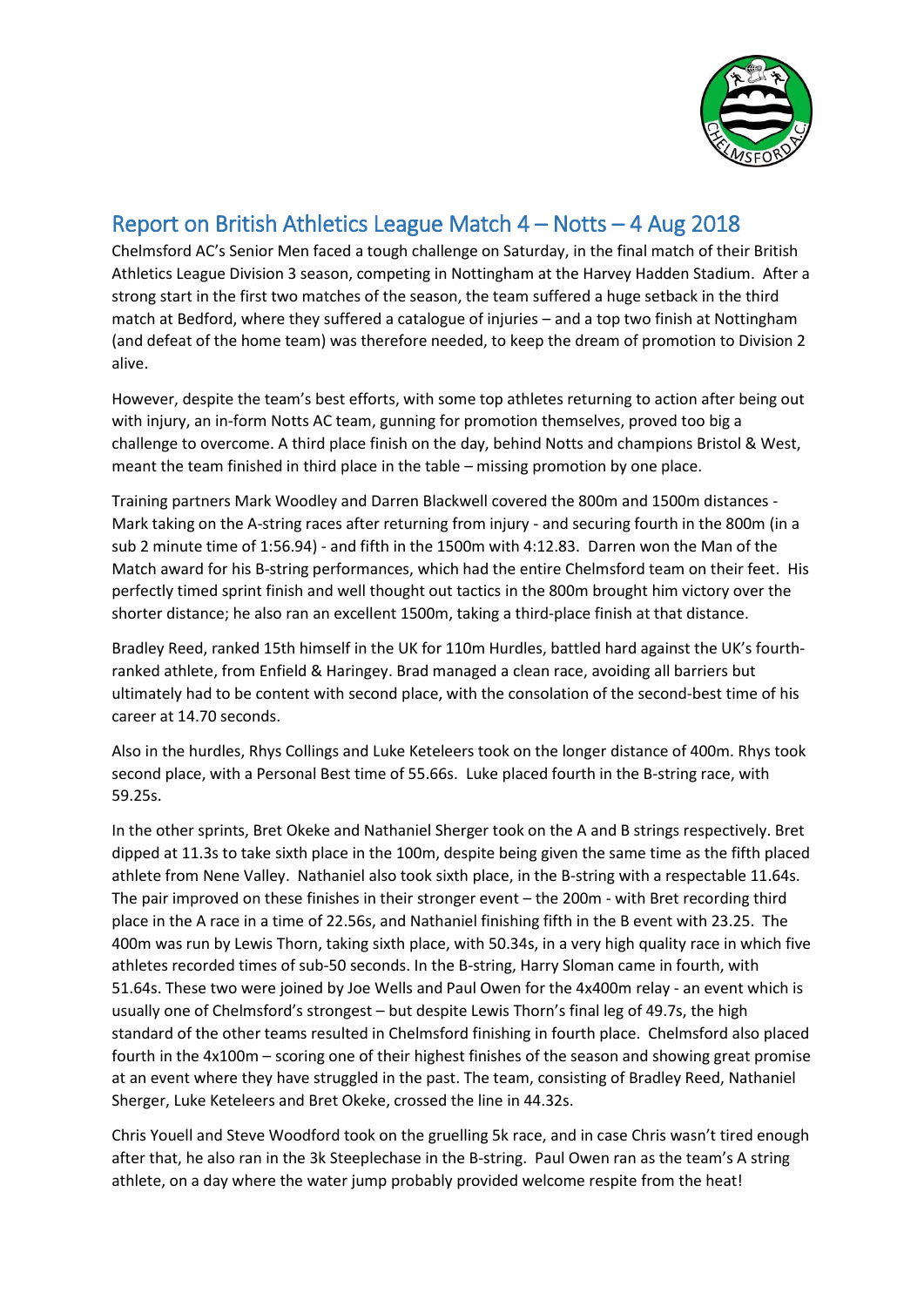# Report on British Athletics League Match 4 – Notts – 4 Aug 2018

Chelmsford AC's Senior Men faced a tough challenge on Saturday, in the final match of their British Athletics League Division 3 season, competing in Nottingham at the Harvey Hadden Stadium. After a strong start in the first two matches of the season, the team suffered a huge setback in the third match at Bedford, where they suffered a catalogue of injuries – and a top two finish at Nottingham (and defeat of the home team) was therefore needed, to keep the dream of promotion to Division 2 alive.

However, despite the team's best efforts, with some top athletes returning to action after being out with injury, an in-form Notts AC team, gunning for promotion themselves, proved too big a challenge to overcome. A third place finish on the day, behind Notts and champions Bristol & West, meant the team finished in third place in the table – missing promotion by one place.

Training partners Mark Woodley and Darren Blackwell covered the 800m and 1500m distances - Mark taking on the A-string races after returning from injury - and securing fourth in the 800m (in a sub 2 minute time of 1:56.94) - and fifth in the 1500m with 4:12.83. Darren won the Man of the Match award for his B-string performances, which had the entire Chelmsford team on their feet. His perfectly timed sprint finish and well thought out tactics in the 800m brought him victory over the shorter distance; he also ran an excellent 1500m, taking a third-place finish at that distance.

Bradley Reed, ranked 15th himself in the UK for 110m Hurdles, battled hard against the UK's fourth-ranked athlete, from Enfield & Haringey. Brad managed a clean race, avoiding all barriers but ultimately had to be content with second place, with the consolation of the second-best time of his career at 14.70 seconds.

Also in the hurdles, Rhys Collings and Luke Keteleers took on the longer distance of 400m. Rhys took second place, with a Personal Best time of 55.66s. Luke placed fourth in the B-string race, with 59.25s.

In the other sprints, Bret Okeke and Nathaniel Sherger took on the A and B strings respectively. Bret dipped at 11.3s to take sixth place in the 100m, despite being given the same time as the fifth placed athlete from Nene Valley. Nathaniel also took sixth place, in the B-string with a respectable 11.64s. The pair improved on these finishes in their stronger event – the 200m - with Bret recording third place in the A race in a time of 22.56s, and Nathaniel finishing fifth in the B event with 23.25. The 400m was run by Lewis Thorn, taking sixth place, with 50.34s, in a very high quality race in which five athletes recorded times of sub-50 seconds. In the B-string, Harry Sloman came in fourth, with 51.64s. These two were joined by Joe Wells and Paul Owen for the 4x400m relay - an event which is usually one of Chelmsford's strongest – but despite Lewis Thorn's final leg of 49.7s, the high standard of the other teams resulted in Chelmsford finishing in fourth place. Chelmsford also placed fourth in the 4x100m – scoring one of their highest finishes of the season and showing great promise at an event where they have struggled in the past. The team, consisting of Bradley Reed, Nathaniel Sherger, Luke Keteleers and Bret Okeke, crossed the line in 44.32s.

Chris Youell and Steve Woodford took on the gruelling 5k race, and in case Chris wasn't tired enough after that, he also ran in the 3k Steeplechase in the B-string. Paul Owen ran as the team's A string athlete, on a day where the water jump probably provided welcome respite from the heat!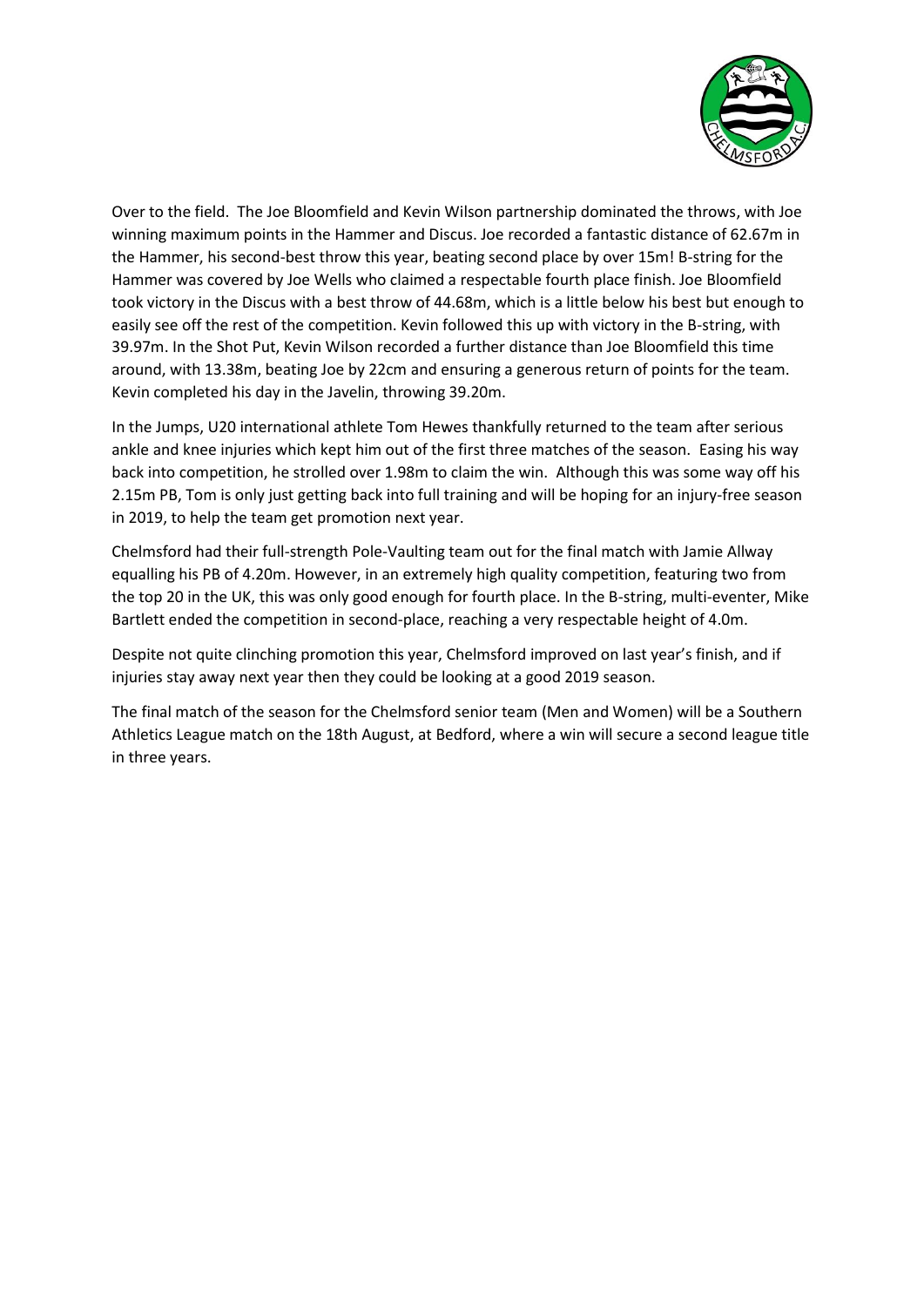Over to the field. The Joe Bloomfield and Kevin Wilson partnership dominated the throws, with Joe winning maximum points in the Hammer and Discus. Joe recorded a fantastic distance of 62.67m in the Hammer, his second-best throw this year, beating second place by over 15m! B-string for the Hammer was covered by Joe Wells who claimed a respectable fourth place finish. Joe Bloomfield took victory in the Discus with a best throw of 44.68m, which is a little below his best but enough to easily see off the rest of the competition. Kevin followed this up with victory in the B-string, with 39.97m. In the Shot Put, Kevin Wilson recorded a further distance than Joe Bloomfield this time around, with 13.38m, beating Joe by 22cm and ensuring a generous return of points for the team. Kevin completed his day in the Javelin, throwing 39.20m.

In the Jumps, U20 international athlete Tom Hewes thankfully returned to the team after serious ankle and knee injuries which kept him out of the first three matches of the season. Easing his way back into competition, he strolled over 1.98m to claim the win. Although this was some way off his 2.15m PB, Tom is only just getting back into full training and will be hoping for an injury-free season in 2019, to help the team get promotion next year.

Chelmsford had their full-strength Pole-Vaulting team out for the final match with Jamie Allway equalling his PB of 4.20m. However, in an extremely high quality competition, featuring two from the top 20 in the UK, this was only good enough for fourth place. In the B-string, multi-eventer, Mike Bartlett ended the competition in second-place, reaching a very respectable height of 4.0m.

Despite not quite clinching promotion this year, Chelmsford improved on last year's finish, and if injuries stay away next year then they could be looking at a good 2019 season.

The final match of the season for the Chelmsford senior team (Men and Women) will be a Southern Athletics League match on the 18th August, at Bedford, where a win will secure a second league title in three years.